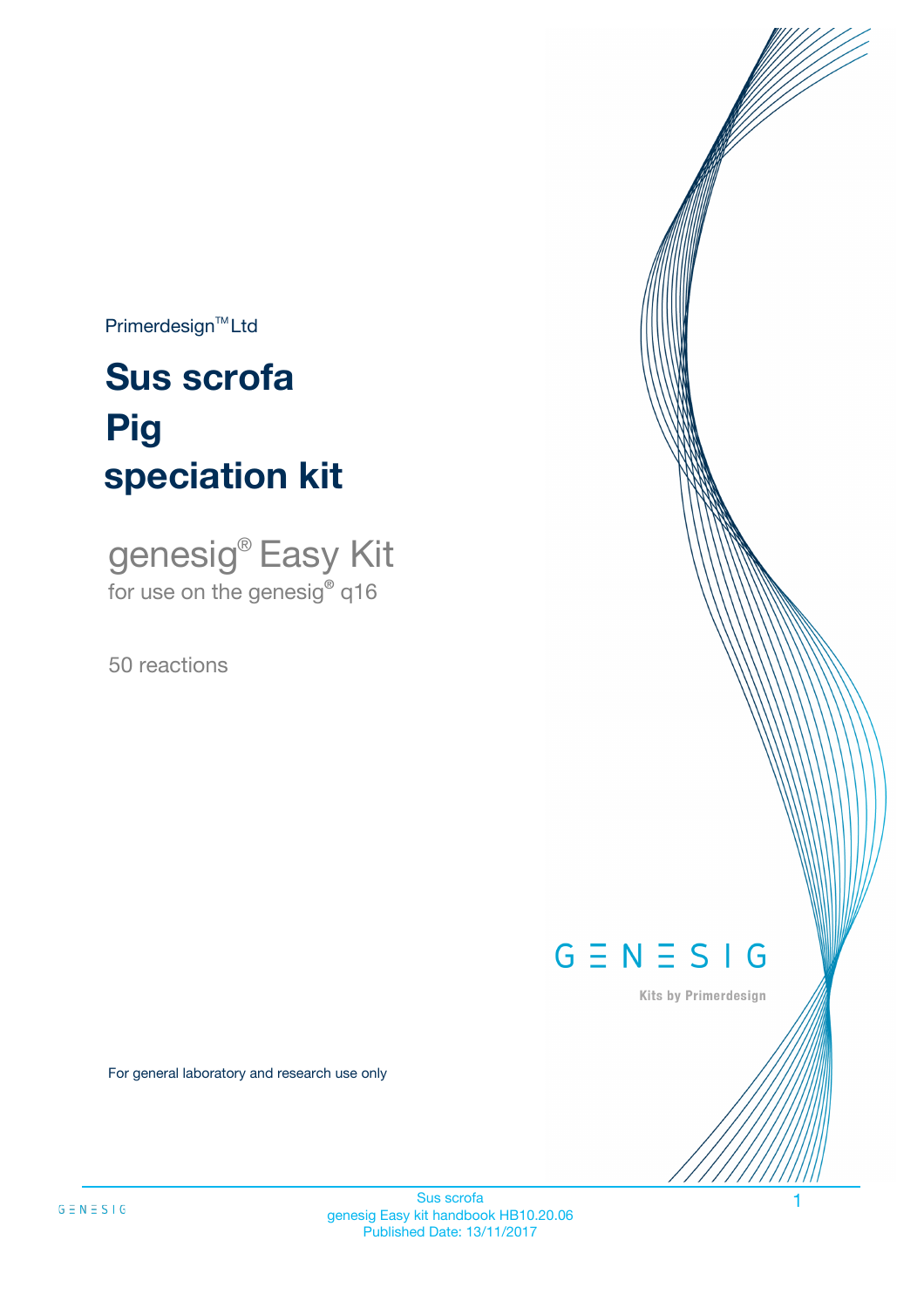Primerdesign™ Ltd

# Sus scrofa
# Pig
# speciation kit

genesig® Easy Kit

for use on the genesig® q16

50 reactions

GENESIG

Kits by Primerdesign

For general laboratory and research use only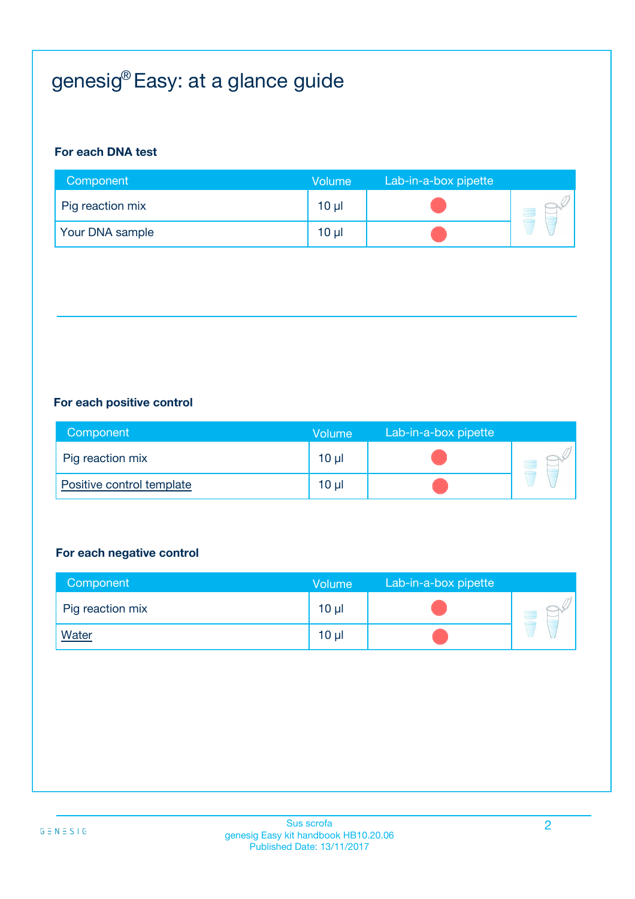# genesig® Easy: at a glance guide

**For each DNA test**

| Component | Volume | Lab-in-a-box pipette |
|---|---|---|
| Pig reaction mix | 10 µl | |
| Your DNA sample | 10 µl | |

**For each positive control**

| Component | Volume | Lab-in-a-box pipette |
|---|---|---|
| Positive control template | 10 µl | |

Pig reaction mix | 10 µl

**For each negative control**

| Component | Volume | Lab-in-a-box pipette |
|---|---|---|
| Pig reaction mix | 10 µl | |
| Water | 10 µl | |

# genesig® Easy: at a glance guide

**For each DNA test**

| Component | Volume | Lab-in-a-box pipette |
|---|---|---|
| Pig reaction mix | 10 µl | |
| Your DNA sample | 10 µl | |

**For each positive control**

| Component | Volume | Lab-in-a-box pipette |
|---|---|---|
| Pig reaction mix | 10 µl | |
| Positive control template | 10 µl | |

**For each negative control**

| Component | Volume | Lab-in-a-box pipette |
|---|---|---|
| Pig reaction mix | 10 µl | |
| Water | 10 µl | |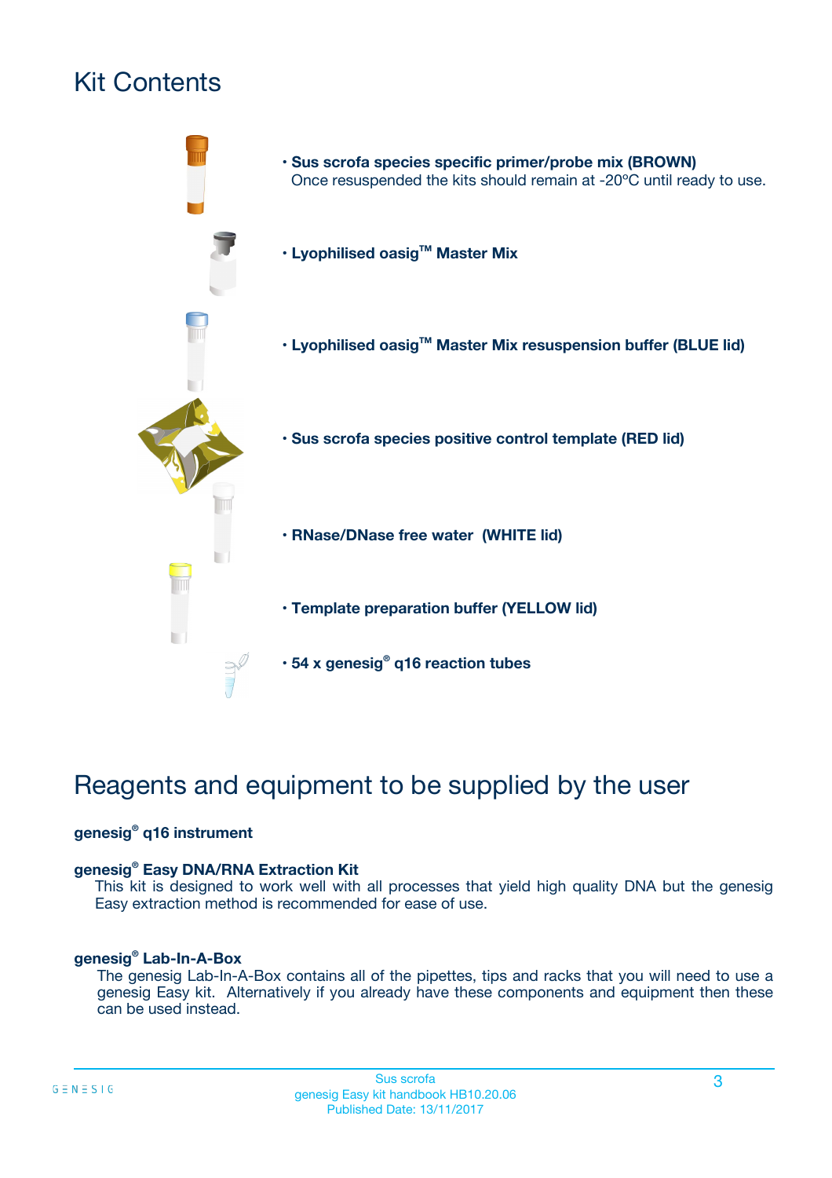# Kit Contents

- **Sus scrofa species specific primer/probe mix (BROWN)**
  Once resuspended the kits should remain at -20ºC until ready to use.
- **Lyophilised oasig™ Master Mix**
- **Lyophilised oasig™ Master Mix resuspension buffer (BLUE lid)**
- **Sus scrofa species positive control template (RED lid)**
- **RNase/DNase free water (WHITE lid)**
- **Template preparation buffer (YELLOW lid)**
- **54 x genesig® q16 reaction tubes**

# Reagents and equipment to be supplied by the user

**genesig® q16 instrument**

**genesig® Easy DNA/RNA Extraction Kit**
This kit is designed to work well with all processes that yield high quality DNA but the genesig Easy extraction method is recommended for ease of use.

**genesig® Lab-In-A-Box**
The genesig Lab-In-A-Box contains all of the pipettes, tips and racks that you will need to use a genesig Easy kit. Alternatively if you already have these components and equipment then these can be used instead.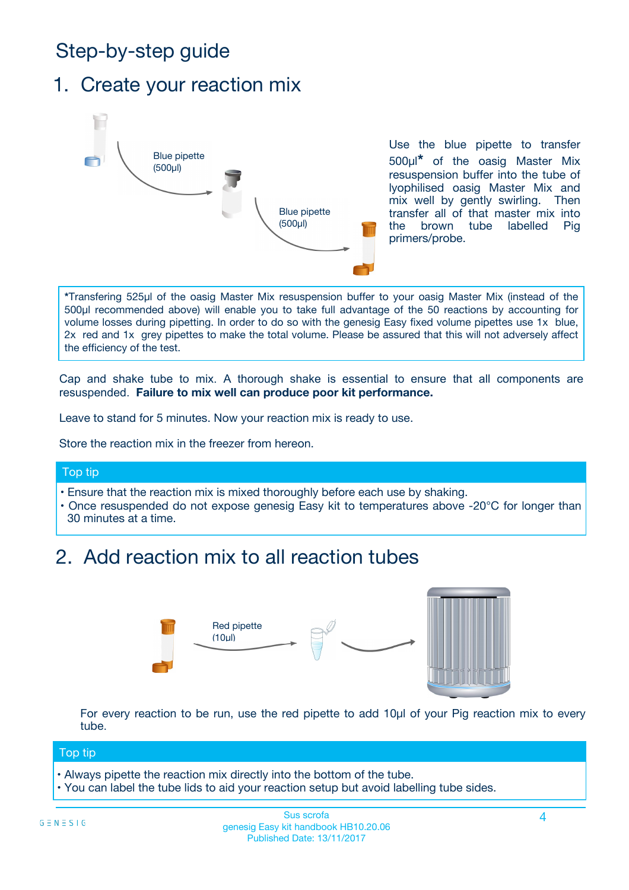# Step-by-step guide

## 1. Create your reaction mix

Blue pipette (500µl)

Blue pipette (500µl)

Use the blue pipette to transfer 500µl* of the oasig Master Mix resuspension buffer into the tube of lyophilised oasig Master Mix and mix well by gently swirling. Then transfer all of that master mix into the brown tube labelled Pig primers/probe.

*Transfering 525µl of the oasig Master Mix resuspension buffer to your oasig Master Mix (instead of the 500µl recommended above) will enable you to take full advantage of the 50 reactions by accounting for volume losses during pipetting. In order to do so with the genesig Easy fixed volume pipettes use 1x blue, 2x red and 1x grey pipettes to make the total volume. Please be assured that this will not adversely affect the efficiency of the test.

Cap and shake tube to mix. A thorough shake is essential to ensure that all components are resuspended. **Failure to mix well can produce poor kit performance.**

Leave to stand for 5 minutes. Now your reaction mix is ready to use.

Store the reaction mix in the freezer from hereon.

### Top tip

- Ensure that the reaction mix is mixed thoroughly before each use by shaking.
- Once resuspended do not expose genesig Easy kit to temperatures above -20°C for longer than 30 minutes at a time.

## 2. Add reaction mix to all reaction tubes

Red pipette (10µl)

For every reaction to be run, use the red pipette to add 10µl of your Pig reaction mix to every tube.

### Top tip

- Always pipette the reaction mix directly into the bottom of the tube.
- You can label the tube lids to aid your reaction setup but avoid labelling tube sides.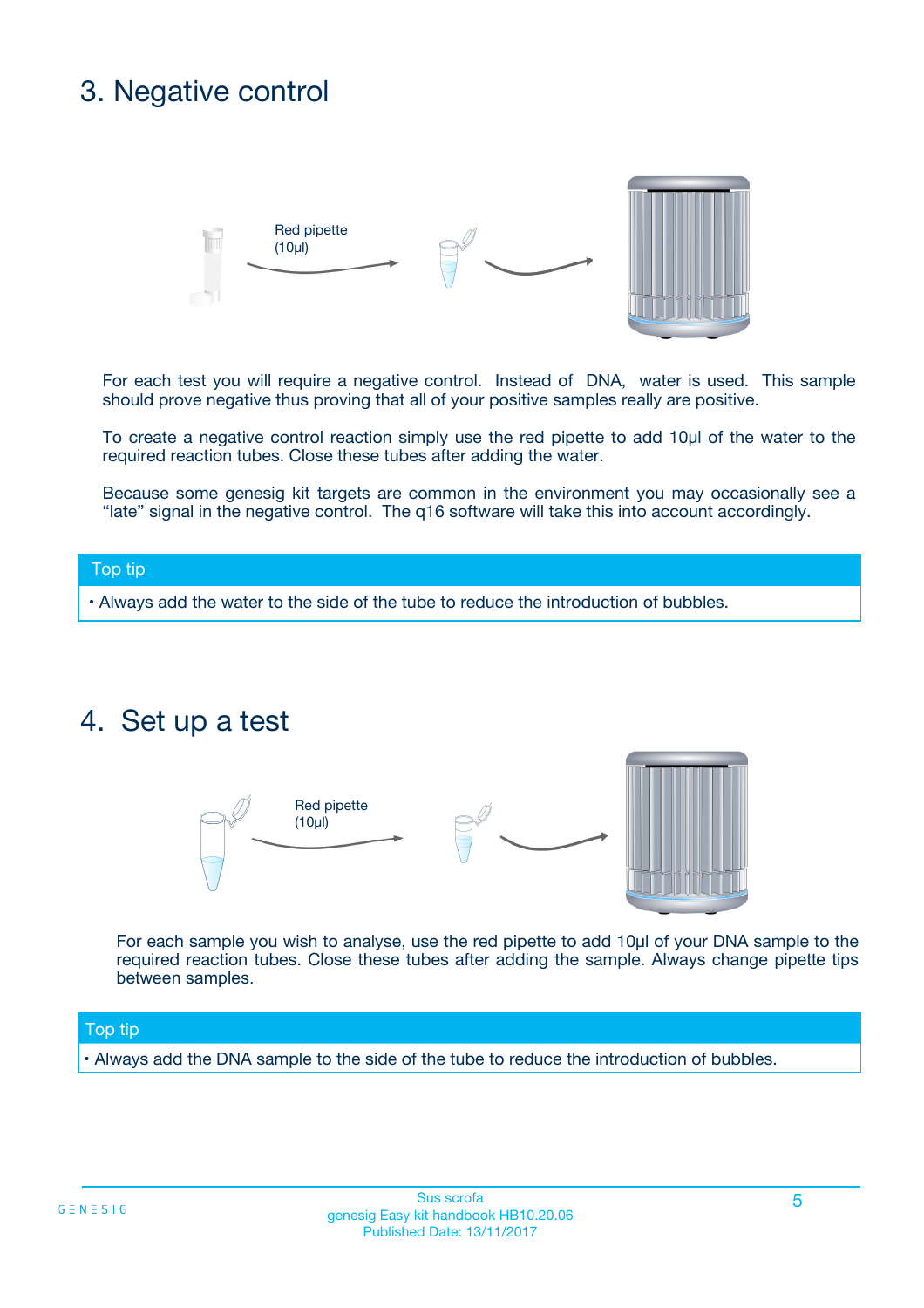## 3. Negative control

Red pipette (10µl)

For each test you will require a negative control. Instead of DNA, water is used. This sample should prove negative thus proving that all of your positive samples really are positive.

To create a negative control reaction simply use the red pipette to add 10µl of the water to the required reaction tubes. Close these tubes after adding the water.

Because some genesig kit targets are common in the environment you may occasionally see a "late" signal in the negative control. The q16 software will take this into account accordingly.

**Top tip**

- Always add the water to the side of the tube to reduce the introduction of bubbles.

## 4. Set up a test

Red pipette (10µl)

For each sample you wish to analyse, use the red pipette to add 10µl of your DNA sample to the required reaction tubes. Close these tubes after adding the sample. Always change pipette tips between samples.

**Top tip**

- Always add the DNA sample to the side of the tube to reduce the introduction of bubbles.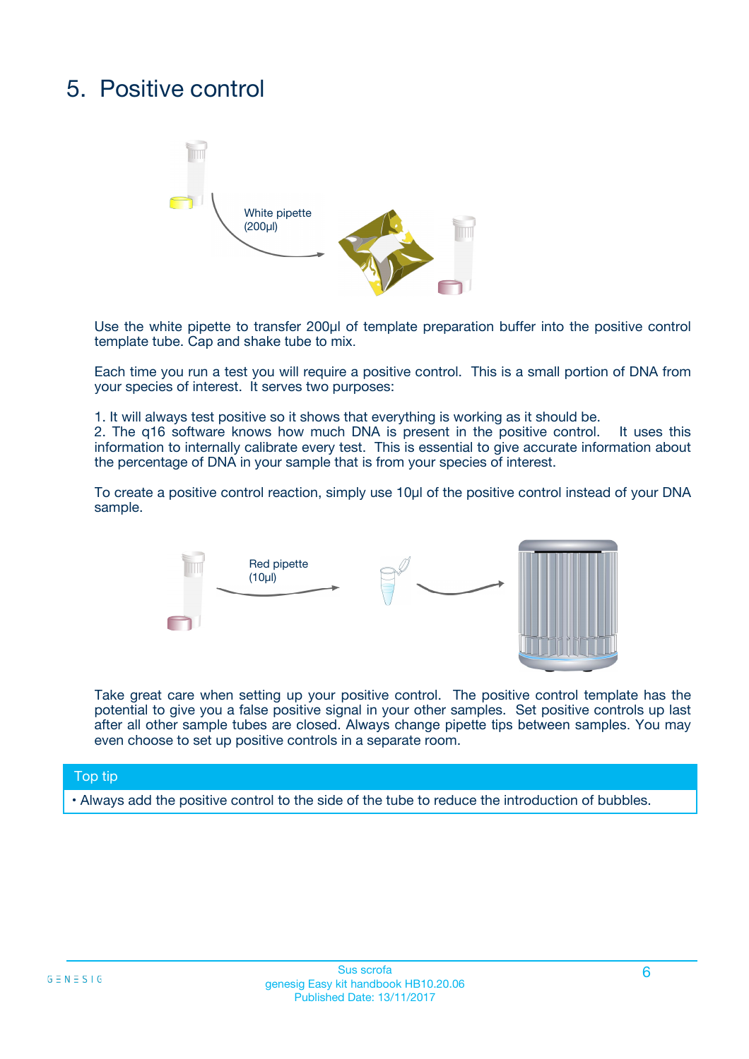# 5. Positive control

White pipette (200µl)

Use the white pipette to transfer 200µl of template preparation buffer into the positive control template tube. Cap and shake tube to mix.

Each time you run a test you will require a positive control. This is a small portion of DNA from your species of interest. It serves two purposes:

1. It will always test positive so it shows that everything is working as it should be.
2. The q16 software knows how much DNA is present in the positive control. It uses this information to internally calibrate every test. This is essential to give accurate information about the percentage of DNA in your sample that is from your species of interest.

To create a positive control reaction, simply use 10µl of the positive control instead of your DNA sample.

Red pipette (10µl)

Take great care when setting up your positive control. The positive control template has the potential to give you a false positive signal in your other samples. Set positive controls up last after all other sample tubes are closed. Always change pipette tips between samples. You may even choose to set up positive controls in a separate room.

**Top tip**

- Always add the positive control to the side of the tube to reduce the introduction of bubbles.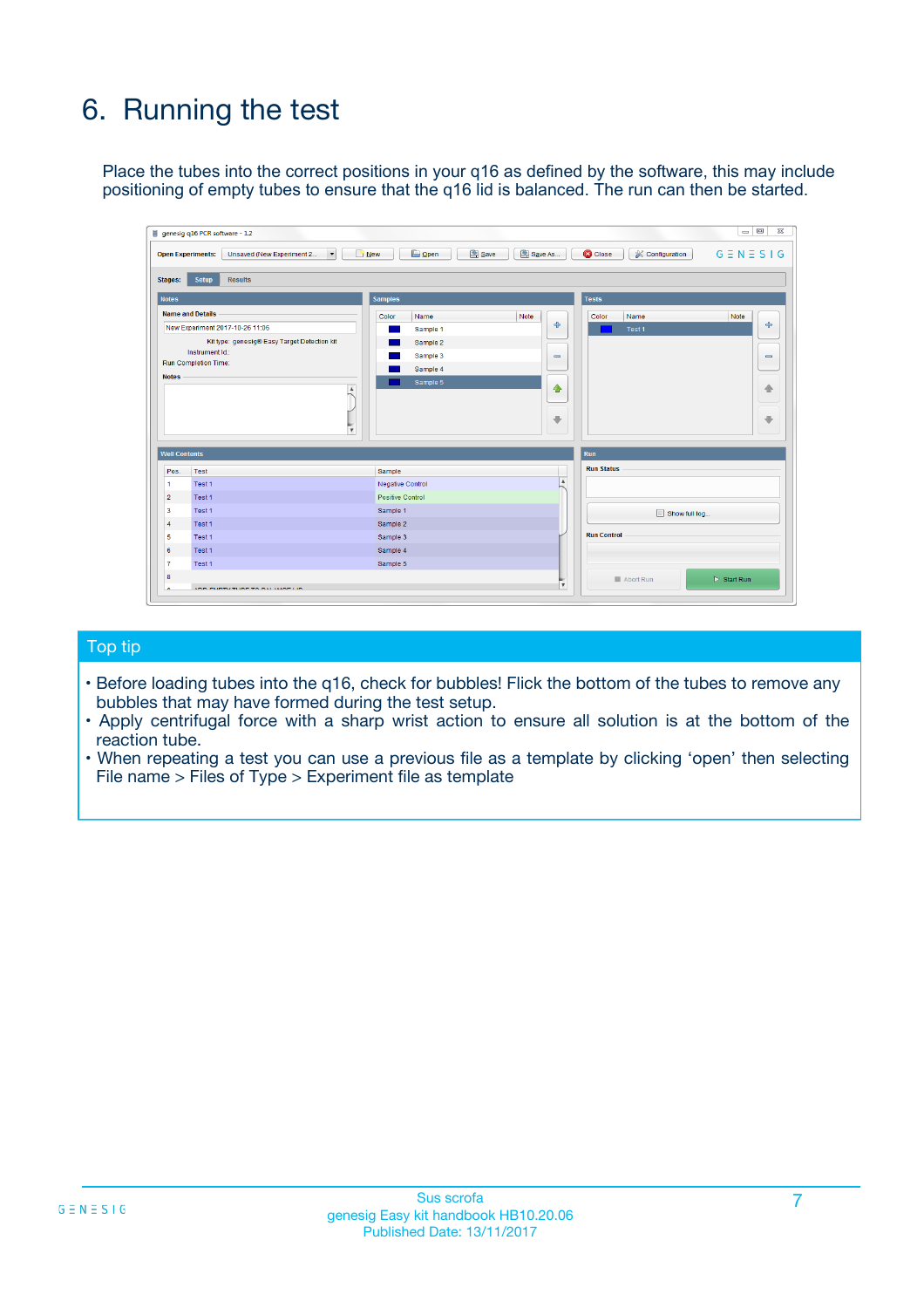# 6. Running the test

Place the tubes into the correct positions in your q16 as defined by the software, this may include positioning of empty tubes to ensure that the q16 lid is balanced. The run can then be started.

## Top tip

- Before loading tubes into the q16, check for bubbles! Flick the bottom of the tubes to remove any bubbles that may have formed during the test setup.
- Apply centrifugal force with a sharp wrist action to ensure all solution is at the bottom of the reaction tube.
- When repeating a test you can use a previous file as a template by clicking 'open' then selecting File name > Files of Type > Experiment file as template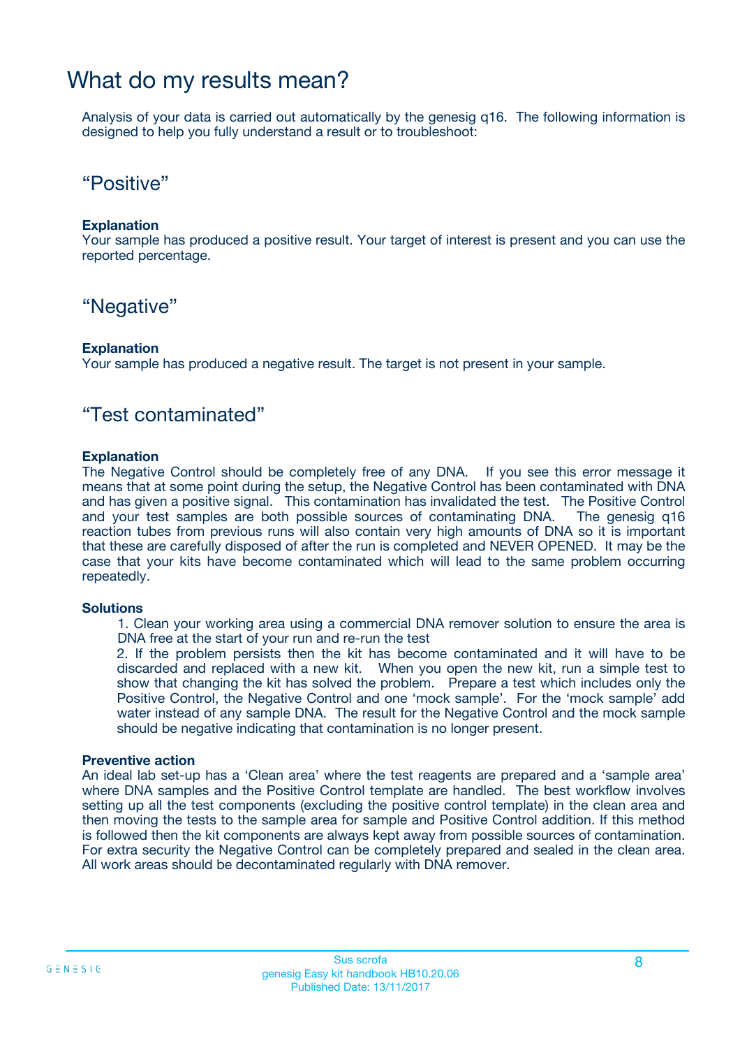# What do my results mean?

Analysis of your data is carried out automatically by the genesig q16. The following information is designed to help you fully understand a result or to troubleshoot:

## “Positive”

**Explanation**
Your sample has produced a positive result. Your target of interest is present and you can use the reported percentage.

## “Negative”

**Explanation**
Your sample has produced a negative result. The target is not present in your sample.

## “Test contaminated”

**Explanation**
The Negative Control should be completely free of any DNA. If you see this error message it means that at some point during the setup, the Negative Control has been contaminated with DNA and has given a positive signal. This contamination has invalidated the test. The Positive Control and your test samples are both possible sources of contaminating DNA. The genesig q16 reaction tubes from previous runs will also contain very high amounts of DNA so it is important that these are carefully disposed of after the run is completed and NEVER OPENED. It may be the case that your kits have become contaminated which will lead to the same problem occurring repeatedly.

**Solutions**

1. Clean your working area using a commercial DNA remover solution to ensure the area is DNA free at the start of your run and re-run the test
2. If the problem persists then the kit has become contaminated and it will have to be discarded and replaced with a new kit. When you open the new kit, run a simple test to show that changing the kit has solved the problem. Prepare a test which includes only the Positive Control, the Negative Control and one ‘mock sample’. For the ‘mock sample’ add water instead of any sample DNA. The result for the Negative Control and the mock sample should be negative indicating that contamination is no longer present.

**Preventive action**
An ideal lab set-up has a ‘Clean area’ where the test reagents are prepared and a ‘sample area’ where DNA samples and the Positive Control template are handled. The best workflow involves setting up all the test components (excluding the positive control template) in the clean area and then moving the tests to the sample area for sample and Positive Control addition. If this method is followed then the kit components are always kept away from possible sources of contamination. For extra security the Negative Control can be completely prepared and sealed in the clean area. All work areas should be decontaminated regularly with DNA remover.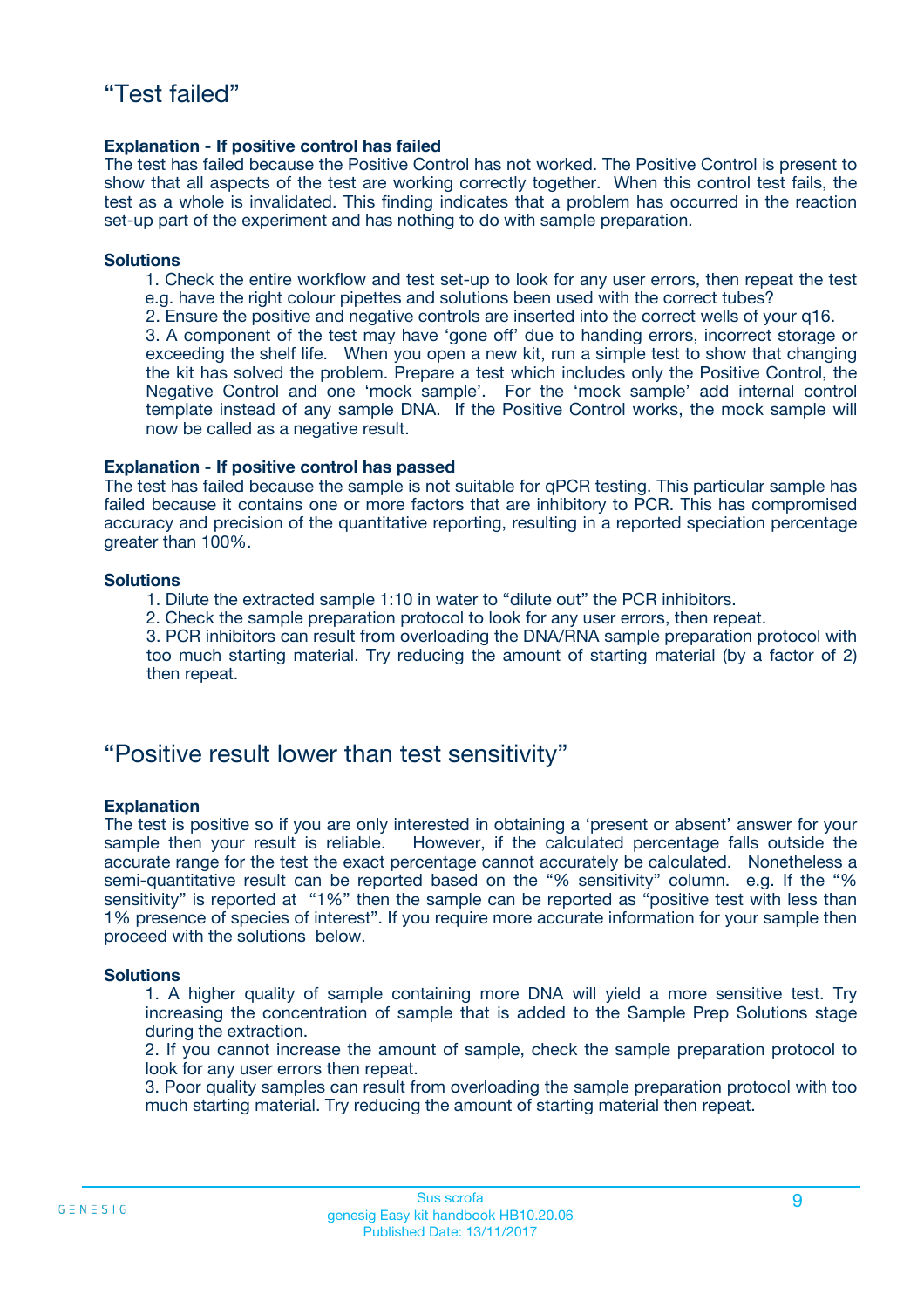# "Test failed"

**Explanation - If positive control has failed**

The test has failed because the Positive Control has not worked. The Positive Control is present to show that all aspects of the test are working correctly together. When this control test fails, the test as a whole is invalidated. This finding indicates that a problem has occurred in the reaction set-up part of the experiment and has nothing to do with sample preparation.

**Solutions**

1. Check the entire workflow and test set-up to look for any user errors, then repeat the test e.g. have the right colour pipettes and solutions been used with the correct tubes?
2. Ensure the positive and negative controls are inserted into the correct wells of your q16.
3. A component of the test may have 'gone off' due to handing errors, incorrect storage or exceeding the shelf life. When you open a new kit, run a simple test to show that changing the kit has solved the problem. Prepare a test which includes only the Positive Control, the Negative Control and one 'mock sample'. For the 'mock sample' add internal control template instead of any sample DNA. If the Positive Control works, the mock sample will now be called as a negative result.

**Explanation - If positive control has passed**

The test has failed because the sample is not suitable for qPCR testing. This particular sample has failed because it contains one or more factors that are inhibitory to PCR. This has compromised accuracy and precision of the quantitative reporting, resulting in a reported speciation percentage greater than 100%.

**Solutions**

1. Dilute the extracted sample 1:10 in water to "dilute out" the PCR inhibitors.
2. Check the sample preparation protocol to look for any user errors, then repeat.
3. PCR inhibitors can result from overloading the DNA/RNA sample preparation protocol with too much starting material. Try reducing the amount of starting material (by a factor of 2) then repeat.

# "Positive result lower than test sensitivity"

**Explanation**

The test is positive so if you are only interested in obtaining a 'present or absent' answer for your sample then your result is reliable. However, if the calculated percentage falls outside the accurate range for the test the exact percentage cannot accurately be calculated. Nonetheless a semi-quantitative result can be reported based on the "% sensitivity" column. e.g. If the "% sensitivity" is reported at "1%" then the sample can be reported as "positive test with less than 1% presence of species of interest". If you require more accurate information for your sample then proceed with the solutions below.

**Solutions**

1. A higher quality of sample containing more DNA will yield a more sensitive test. Try increasing the concentration of sample that is added to the Sample Prep Solutions stage during the extraction.
2. If you cannot increase the amount of sample, check the sample preparation protocol to look for any user errors then repeat.
3. Poor quality samples can result from overloading the sample preparation protocol with too much starting material. Try reducing the amount of starting material then repeat.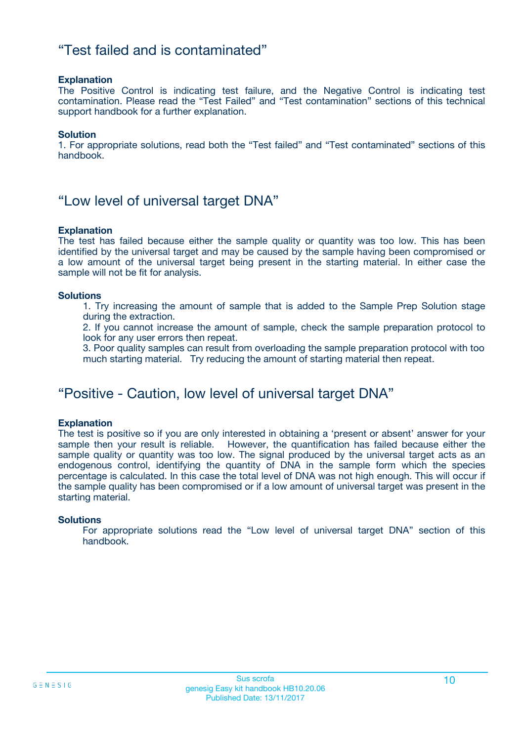## “Test failed and is contaminated”

**Explanation**
The Positive Control is indicating test failure, and the Negative Control is indicating test contamination. Please read the “Test Failed” and “Test contamination” sections of this technical support handbook for a further explanation.

**Solution**
1. For appropriate solutions, read both the “Test failed” and “Test contaminated” sections of this handbook.

## “Low level of universal target DNA”

**Explanation**
The test has failed because either the sample quality or quantity was too low. This has been identified by the universal target and may be caused by the sample having been compromised or a low amount of the universal target being present in the starting material. In either case the sample will not be fit for analysis.

**Solutions**

1. Try increasing the amount of sample that is added to the Sample Prep Solution stage during the extraction.
2. If you cannot increase the amount of sample, check the sample preparation protocol to look for any user errors then repeat.
3. Poor quality samples can result from overloading the sample preparation protocol with too much starting material. Try reducing the amount of starting material then repeat.

## “Positive - Caution, low level of universal target DNA”

**Explanation**
The test is positive so if you are only interested in obtaining a ‘present or absent’ answer for your sample then your result is reliable. However, the quantification has failed because either the sample quality or quantity was too low. The signal produced by the universal target acts as an endogenous control, identifying the quantity of DNA in the sample form which the species percentage is calculated. In this case the total level of DNA was not high enough. This will occur if the sample quality has been compromised or if a low amount of universal target was present in the starting material.

**Solutions**

For appropriate solutions read the “Low level of universal target DNA” section of this handbook.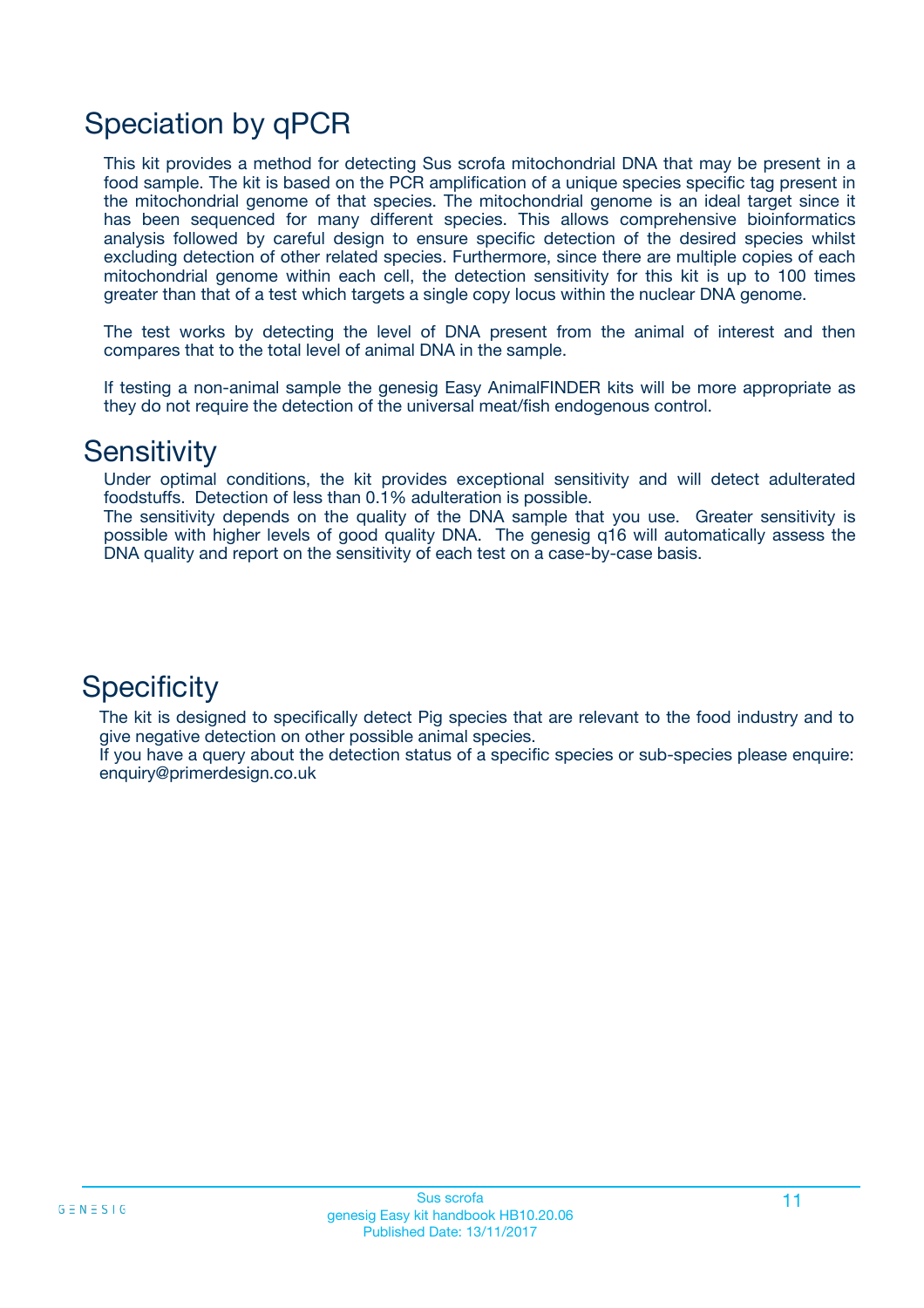# Speciation by qPCR

This kit provides a method for detecting Sus scrofa mitochondrial DNA that may be present in a food sample. The kit is based on the PCR amplification of a unique species specific tag present in the mitochondrial genome of that species. The mitochondrial genome is an ideal target since it has been sequenced for many different species. This allows comprehensive bioinformatics analysis followed by careful design to ensure specific detection of the desired species whilst excluding detection of other related species. Furthermore, since there are multiple copies of each mitochondrial genome within each cell, the detection sensitivity for this kit is up to 100 times greater than that of a test which targets a single copy locus within the nuclear DNA genome.

The test works by detecting the level of DNA present from the animal of interest and then compares that to the total level of animal DNA in the sample.

If testing a non-animal sample the genesig Easy AnimalFINDER kits will be more appropriate as they do not require the detection of the universal meat/fish endogenous control.

# Sensitivity

Under optimal conditions, the kit provides exceptional sensitivity and will detect adulterated foodstuffs. Detection of less than 0.1% adulteration is possible.
The sensitivity depends on the quality of the DNA sample that you use. Greater sensitivity is possible with higher levels of good quality DNA. The genesig q16 will automatically assess the DNA quality and report on the sensitivity of each test on a case-by-case basis.

# Specificity

The kit is designed to specifically detect Pig species that are relevant to the food industry and to give negative detection on other possible animal species.
If you have a query about the detection status of a specific species or sub-species please enquire: enquiry@primerdesign.co.uk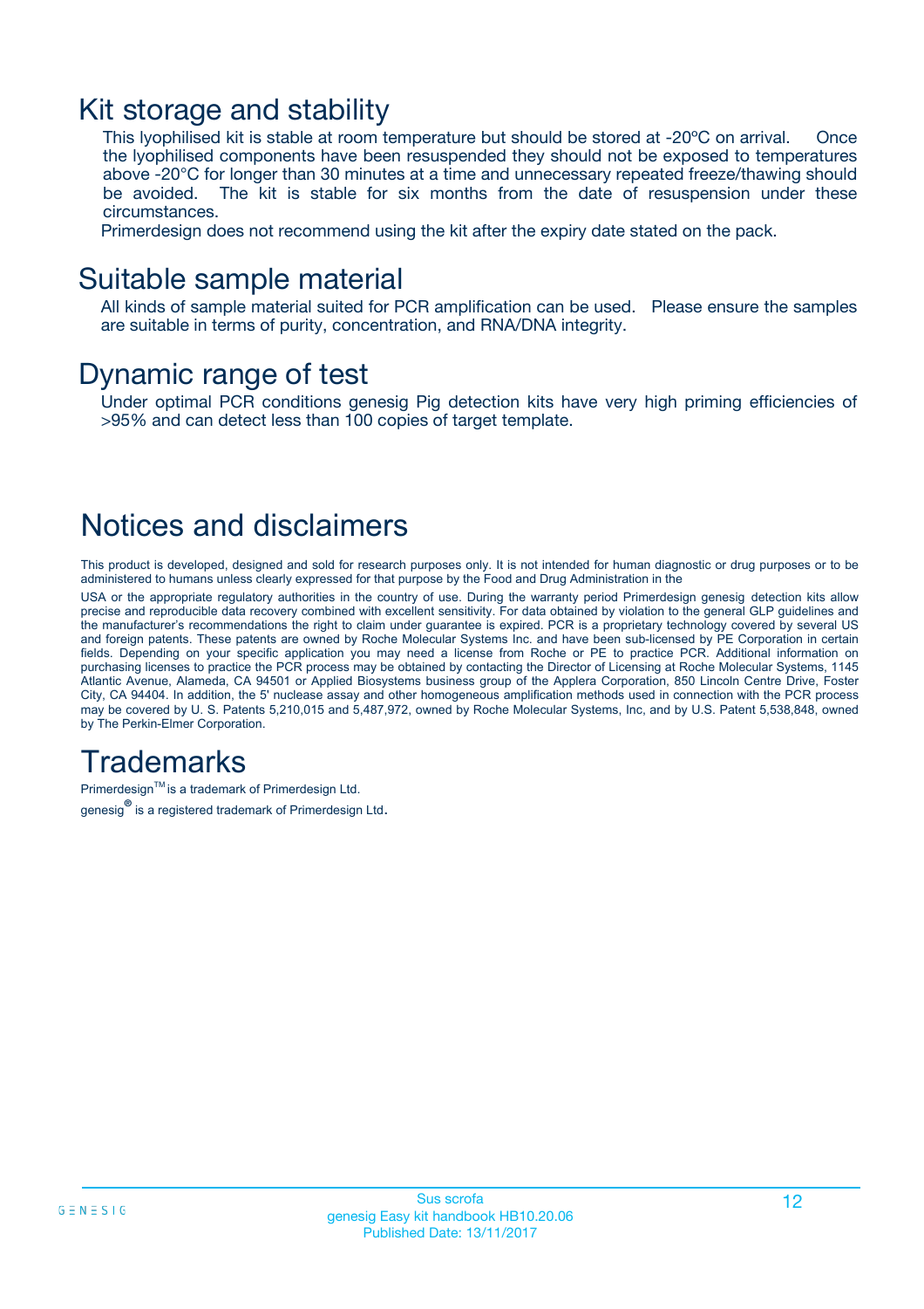## Kit storage and stability

This lyophilised kit is stable at room temperature but should be stored at -20ºC on arrival. Once the lyophilised components have been resuspended they should not be exposed to temperatures above -20°C for longer than 30 minutes at a time and unnecessary repeated freeze/thawing should be avoided. The kit is stable for six months from the date of resuspension under these circumstances.

Primerdesign does not recommend using the kit after the expiry date stated on the pack.

## Suitable sample material

All kinds of sample material suited for PCR amplification can be used. Please ensure the samples are suitable in terms of purity, concentration, and RNA/DNA integrity.

## Dynamic range of test

Under optimal PCR conditions genesig Pig detection kits have very high priming efficiencies of >95% and can detect less than 100 copies of target template.

# Notices and disclaimers

This product is developed, designed and sold for research purposes only. It is not intended for human diagnostic or drug purposes or to be administered to humans unless clearly expressed for that purpose by the Food and Drug Administration in the

USA or the appropriate regulatory authorities in the country of use. During the warranty period Primerdesign genesig detection kits allow precise and reproducible data recovery combined with excellent sensitivity. For data obtained by violation to the general GLP guidelines and the manufacturer's recommendations the right to claim under guarantee is expired. PCR is a proprietary technology covered by several US and foreign patents. These patents are owned by Roche Molecular Systems Inc. and have been sub-licensed by PE Corporation in certain fields. Depending on your specific application you may need a license from Roche or PE to practice PCR. Additional information on purchasing licenses to practice the PCR process may be obtained by contacting the Director of Licensing at Roche Molecular Systems, 1145 Atlantic Avenue, Alameda, CA 94501 or Applied Biosystems business group of the Applera Corporation, 850 Lincoln Centre Drive, Foster City, CA 94404. In addition, the 5' nuclease assay and other homogeneous amplification methods used in connection with the PCR process may be covered by U. S. Patents 5,210,015 and 5,487,972, owned by Roche Molecular Systems, Inc, and by U.S. Patent 5,538,848, owned by The Perkin-Elmer Corporation.

# Trademarks

Primerdesign™ is a trademark of Primerdesign Ltd.

genesig® is a registered trademark of Primerdesign Ltd.